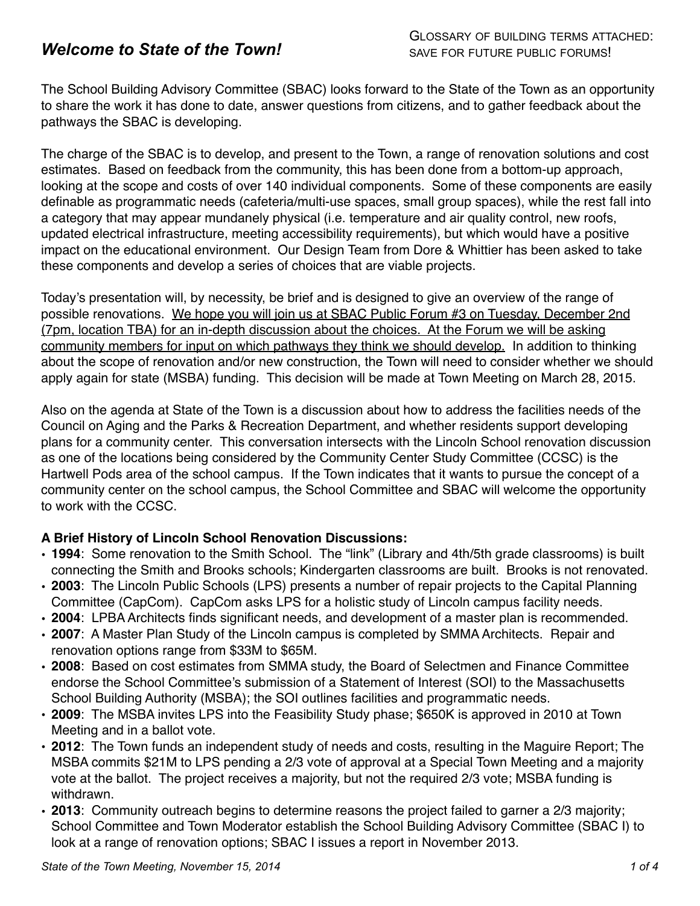# *Welcome to State of the Town!*

GLOSSARY OF BUILDING TERMS ATTACHED: SAVE FOR FUTURE PUBLIC FORUMS!

The School Building Advisory Committee (SBAC) looks forward to the State of the Town as an opportunity to share the work it has done to date, answer questions from citizens, and to gather feedback about the pathways the SBAC is developing.

The charge of the SBAC is to develop, and present to the Town, a range of renovation solutions and cost estimates. Based on feedback from the community, this has been done from a bottom-up approach, looking at the scope and costs of over 140 individual components. Some of these components are easily definable as programmatic needs (cafeteria/multi-use spaces, small group spaces), while the rest fall into a category that may appear mundanely physical (i.e. temperature and air quality control, new roofs, updated electrical infrastructure, meeting accessibility requirements), but which would have a positive impact on the educational environment. Our Design Team from Dore & Whittier has been asked to take these components and develop a series of choices that are viable projects.

Today's presentation will, by necessity, be brief and is designed to give an overview of the range of possible renovations. <u>We hope you will join us at SBAC Public Forum #3 on Tuesday, December 2nd (7pm, location TBA) for an in-depth discussion about the choices. At the Forum we will be asking community members for input on which pathways they think we should develop.</u> In addition to thinking about the scope of renovation and/or new construction, the Town will need to consider whether we should apply again for state (MSBA) funding. This decision will be made at Town Meeting on March 28, 2015.

Also on the agenda at State of the Town is a discussion about how to address the facilities needs of the Council on Aging and the Parks & Recreation Department, and whether residents support developing plans for a community center. This conversation intersects with the Lincoln School renovation discussion as one of the locations being considered by the Community Center Study Committee (CCSC) is the Hartwell Pods area of the school campus. If the Town indicates that it wants to pursue the concept of a community center on the school campus, the School Committee and SBAC will welcome the opportunity to work with the CCSC.

**A Brief History of Lincoln School Renovation Discussions:**

- **1994**: Some renovation to the Smith School. The "link" (Library and 4th/5th grade classrooms) is built connecting the Smith and Brooks schools; Kindergarten classrooms are built. Brooks is not renovated.
- **2003**: The Lincoln Public Schools (LPS) presents a number of repair projects to the Capital Planning Committee (CapCom). CapCom asks LPS for a holistic study of Lincoln campus facility needs.
- **2004**: LPBA Architects finds significant needs, and development of a master plan is recommended.
- **2007**: A Master Plan Study of the Lincoln campus is completed by SMMA Architects. Repair and renovation options range from $33M to $65M.
- **2008**: Based on cost estimates from SMMA study, the Board of Selectmen and Finance Committee endorse the School Committee's submission of a Statement of Interest (SOI) to the Massachusetts School Building Authority (MSBA); the SOI outlines facilities and programmatic needs.
- **2009**: The MSBA invites LPS into the Feasibility Study phase; $650K is approved in 2010 at Town Meeting and in a ballot vote.
- **2012**: The Town funds an independent study of needs and costs, resulting in the Maguire Report; The MSBA commits $21M to LPS pending a 2/3 vote of approval at a Special Town Meeting and a majority vote at the ballot. The project receives a majority, but not the required 2/3 vote; MSBA funding is withdrawn.
- **2013**: Community outreach begins to determine reasons the project failed to garner a 2/3 majority; School Committee and Town Moderator establish the School Building Advisory Committee (SBAC I) to look at a range of renovation options; SBAC I issues a report in November 2013.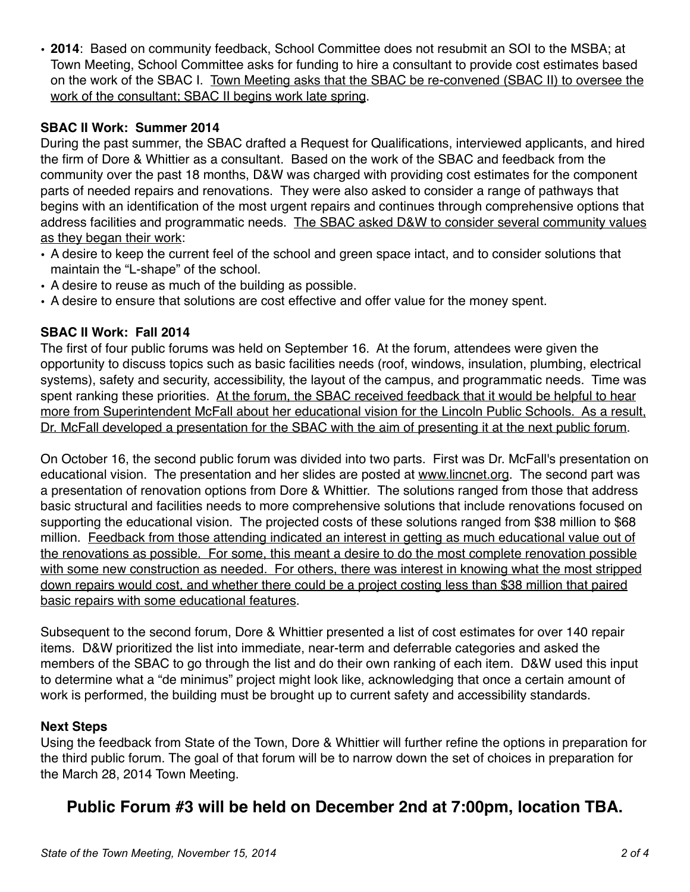- **2014**: Based on community feedback, School Committee does not resubmit an SOI to the MSBA; at Town Meeting, School Committee asks for funding to hire a consultant to provide cost estimates based on the work of the SBAC I. <u>Town Meeting asks that the SBAC be re-convened (SBAC II) to oversee the work of the consultant; SBAC II begins work late spring</u>.

**SBAC II Work: Summer 2014**

During the past summer, the SBAC drafted a Request for Qualifications, interviewed applicants, and hired the firm of Dore & Whittier as a consultant. Based on the work of the SBAC and feedback from the community over the past 18 months, D&W was charged with providing cost estimates for the component parts of needed repairs and renovations. They were also asked to consider a range of pathways that begins with an identification of the most urgent repairs and continues through comprehensive options that address facilities and programmatic needs. <u>The SBAC asked D&W to consider several community values as they began their work</u>:

- A desire to keep the current feel of the school and green space intact, and to consider solutions that maintain the "L-shape" of the school.
- A desire to reuse as much of the building as possible.
- A desire to ensure that solutions are cost effective and offer value for the money spent.

**SBAC II Work: Fall 2014**

The first of four public forums was held on September 16. At the forum, attendees were given the opportunity to discuss topics such as basic facilities needs (roof, windows, insulation, plumbing, electrical systems), safety and security, accessibility, the layout of the campus, and programmatic needs. Time was spent ranking these priorities. <u>At the forum, the SBAC received feedback that it would be helpful to hear more from Superintendent McFall about her educational vision for the Lincoln Public Schools. As a result, Dr. McFall developed a presentation for the SBAC with the aim of presenting it at the next public forum</u>.

On October 16, the second public forum was divided into two parts. First was Dr. McFall's presentation on educational vision. The presentation and her slides are posted at <u>www.lincnet.org</u>. The second part was a presentation of renovation options from Dore & Whittier. The solutions ranged from those that address basic structural and facilities needs to more comprehensive solutions that include renovations focused on supporting the educational vision. The projected costs of these solutions ranged from $38 million to $68 million. <u>Feedback from those attending indicated an interest in getting as much educational value out of the renovations as possible. For some, this meant a desire to do the most complete renovation possible with some new construction as needed. For others, there was interest in knowing what the most stripped down repairs would cost, and whether there could be a project costing less than $38 million that paired basic repairs with some educational features</u>.

Subsequent to the second forum, Dore & Whittier presented a list of cost estimates for over 140 repair items. D&W prioritized the list into immediate, near-term and deferrable categories and asked the members of the SBAC to go through the list and do their own ranking of each item. D&W used this input to determine what a "de minimus" project might look like, acknowledging that once a certain amount of work is performed, the building must be brought up to current safety and accessibility standards.

**Next Steps**

Using the feedback from State of the Town, Dore & Whittier will further refine the options in preparation for the third public forum. The goal of that forum will be to narrow down the set of choices in preparation for the March 28, 2014 Town Meeting.

## Public Forum #3 will be held on December 2nd at 7:00pm, location TBA.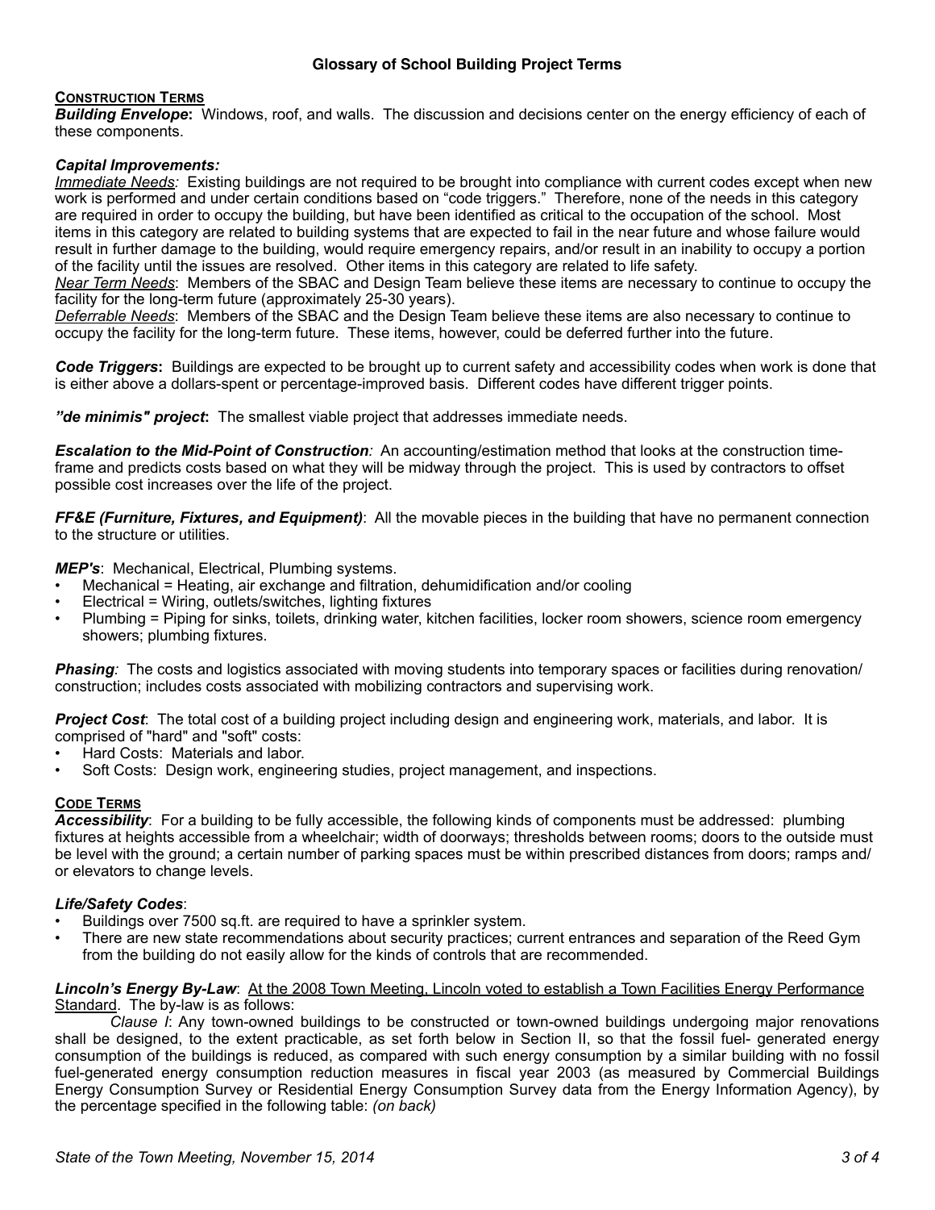# Glossary of School Building Project Terms

## Construction Terms

***Building Envelope*:** Windows, roof, and walls. The discussion and decisions center on the energy efficiency of each of these components.

***Capital Improvements:***

*Immediate Needs:* Existing buildings are not required to be brought into compliance with current codes except when new work is performed and under certain conditions based on "code triggers." Therefore, none of the needs in this category are required in order to occupy the building, but have been identified as critical to the occupation of the school. Most items in this category are related to building systems that are expected to fail in the near future and whose failure would result in further damage to the building, would require emergency repairs, and/or result in an inability to occupy a portion of the facility until the issues are resolved. Other items in this category are related to life safety.

*Near Term Needs*: Members of the SBAC and Design Team believe these items are necessary to continue to occupy the facility for the long-term future (approximately 25-30 years).

*Deferrable Needs*: Members of the SBAC and the Design Team believe these items are also necessary to continue to occupy the facility for the long-term future. These items, however, could be deferred further into the future.

***Code Triggers*:** Buildings are expected to be brought up to current safety and accessibility codes when work is done that is either above a dollars-spent or percentage-improved basis. Different codes have different trigger points.

***"de minimis" project*:** The smallest viable project that addresses immediate needs.

***Escalation to the Mid-Point of Construction:*** An accounting/estimation method that looks at the construction time-frame and predicts costs based on what they will be midway through the project. This is used by contractors to offset possible cost increases over the life of the project.

***FF&E (Furniture, Fixtures, and Equipment)***: All the movable pieces in the building that have no permanent connection to the structure or utilities.

***MEP's***: Mechanical, Electrical, Plumbing systems.

- Mechanical = Heating, air exchange and filtration, dehumidification and/or cooling
- Electrical = Wiring, outlets/switches, lighting fixtures
- Plumbing = Piping for sinks, toilets, drinking water, kitchen facilities, locker room showers, science room emergency showers; plumbing fixtures.

***Phasing:*** The costs and logistics associated with moving students into temporary spaces or facilities during renovation/ construction; includes costs associated with mobilizing contractors and supervising work.

***Project Cost***: The total cost of a building project including design and engineering work, materials, and labor. It is comprised of "hard" and "soft" costs:

- Hard Costs: Materials and labor.
- Soft Costs: Design work, engineering studies, project management, and inspections.

## Code Terms

***Accessibility***: For a building to be fully accessible, the following kinds of components must be addressed: plumbing fixtures at heights accessible from a wheelchair; width of doorways; thresholds between rooms; doors to the outside must be level with the ground; a certain number of parking spaces must be within prescribed distances from doors; ramps and/ or elevators to change levels.

***Life/Safety Codes***:

- Buildings over 7500 sq.ft. are required to have a sprinkler system.
- There are new state recommendations about security practices; current entrances and separation of the Reed Gym from the building do not easily allow for the kinds of controls that are recommended.

***Lincoln's Energy By-Law***: <u>At the 2008 Town Meeting, Lincoln voted to establish a Town Facilities Energy Performance Standard</u>. The by-law is as follows:

*Clause I*: Any town-owned buildings to be constructed or town-owned buildings undergoing major renovations shall be designed, to the extent practicable, as set forth below in Section II, so that the fossil fuel- generated energy consumption of the buildings is reduced, as compared with such energy consumption by a similar building with no fossil fuel-generated energy consumption reduction measures in fiscal year 2003 (as measured by Commercial Buildings Energy Consumption Survey or Residential Energy Consumption Survey data from the Energy Information Agency), by the percentage specified in the following table: *(on back)*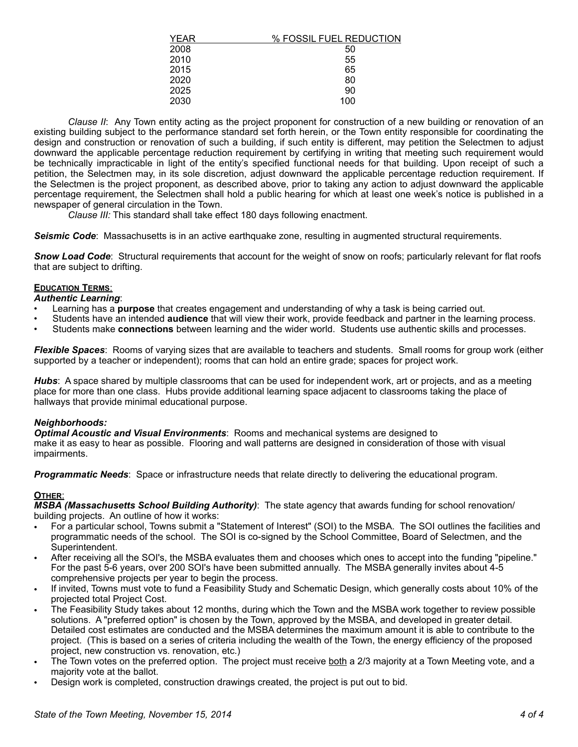| YEAR | % FOSSIL FUEL REDUCTION |
|---|---|
| 2008 | 50 |
| 2010 | 55 |
| 2015 | 65 |
| 2020 | 80 |
| 2025 | 90 |
| 2030 | 100 |

*Clause II*: Any Town entity acting as the project proponent for construction of a new building or renovation of an existing building subject to the performance standard set forth herein, or the Town entity responsible for coordinating the design and construction or renovation of such a building, if such entity is different, may petition the Selectmen to adjust downward the applicable percentage reduction requirement by certifying in writing that meeting such requirement would be technically impracticable in light of the entity's specified functional needs for that building. Upon receipt of such a petition, the Selectmen may, in its sole discretion, adjust downward the applicable percentage reduction requirement. If the Selectmen is the project proponent, as described above, prior to taking any action to adjust downward the applicable percentage requirement, the Selectmen shall hold a public hearing for which at least one week's notice is published in a newspaper of general circulation in the Town.

*Clause III:* This standard shall take effect 180 days following enactment.

***Seismic Code***: Massachusetts is in an active earthquake zone, resulting in augmented structural requirements.

***Snow Load Code***: Structural requirements that account for the weight of snow on roofs; particularly relevant for flat roofs that are subject to drifting.

**EDUCATION TERMS**:

***Authentic Learning***:

- Learning has a **purpose** that creates engagement and understanding of why a task is being carried out.
- Students have an intended **audience** that will view their work, provide feedback and partner in the learning process.
- Students make **connections** between learning and the wider world. Students use authentic skills and processes.

***Flexible Spaces***: Rooms of varying sizes that are available to teachers and students. Small rooms for group work (either supported by a teacher or independent); rooms that can hold an entire grade; spaces for project work.

***Hubs***: A space shared by multiple classrooms that can be used for independent work, art or projects, and as a meeting place for more than one class. Hubs provide additional learning space adjacent to classrooms taking the place of hallways that provide minimal educational purpose.

***Neighborhoods:***

***Optimal Acoustic and Visual Environments***: Rooms and mechanical systems are designed to make it as easy to hear as possible. Flooring and wall patterns are designed in consideration of those with visual impairments.

***Programmatic Needs***: Space or infrastructure needs that relate directly to delivering the educational program.

**OTHER**:

***MSBA (Massachusetts School Building Authority)***: The state agency that awards funding for school renovation/ building projects. An outline of how it works:

- For a particular school, Towns submit a "Statement of Interest" (SOI) to the MSBA. The SOI outlines the facilities and programmatic needs of the school. The SOI is co-signed by the School Committee, Board of Selectmen, and the Superintendent.
- After receiving all the SOI's, the MSBA evaluates them and chooses which ones to accept into the funding "pipeline." For the past 5-6 years, over 200 SOI's have been submitted annually. The MSBA generally invites about 4-5 comprehensive projects per year to begin the process.
- If invited, Towns must vote to fund a Feasibility Study and Schematic Design, which generally costs about 10% of the projected total Project Cost.
- The Feasibility Study takes about 12 months, during which the Town and the MSBA work together to review possible solutions. A "preferred option" is chosen by the Town, approved by the MSBA, and developed in greater detail. Detailed cost estimates are conducted and the MSBA determines the maximum amount it is able to contribute to the project. (This is based on a series of criteria including the wealth of the Town, the energy efficiency of the proposed project, new construction vs. renovation, etc.)
- The Town votes on the preferred option. The project must receive both a 2/3 majority at a Town Meeting vote, and a majority vote at the ballot.
- Design work is completed, construction drawings created, the project is put out to bid.